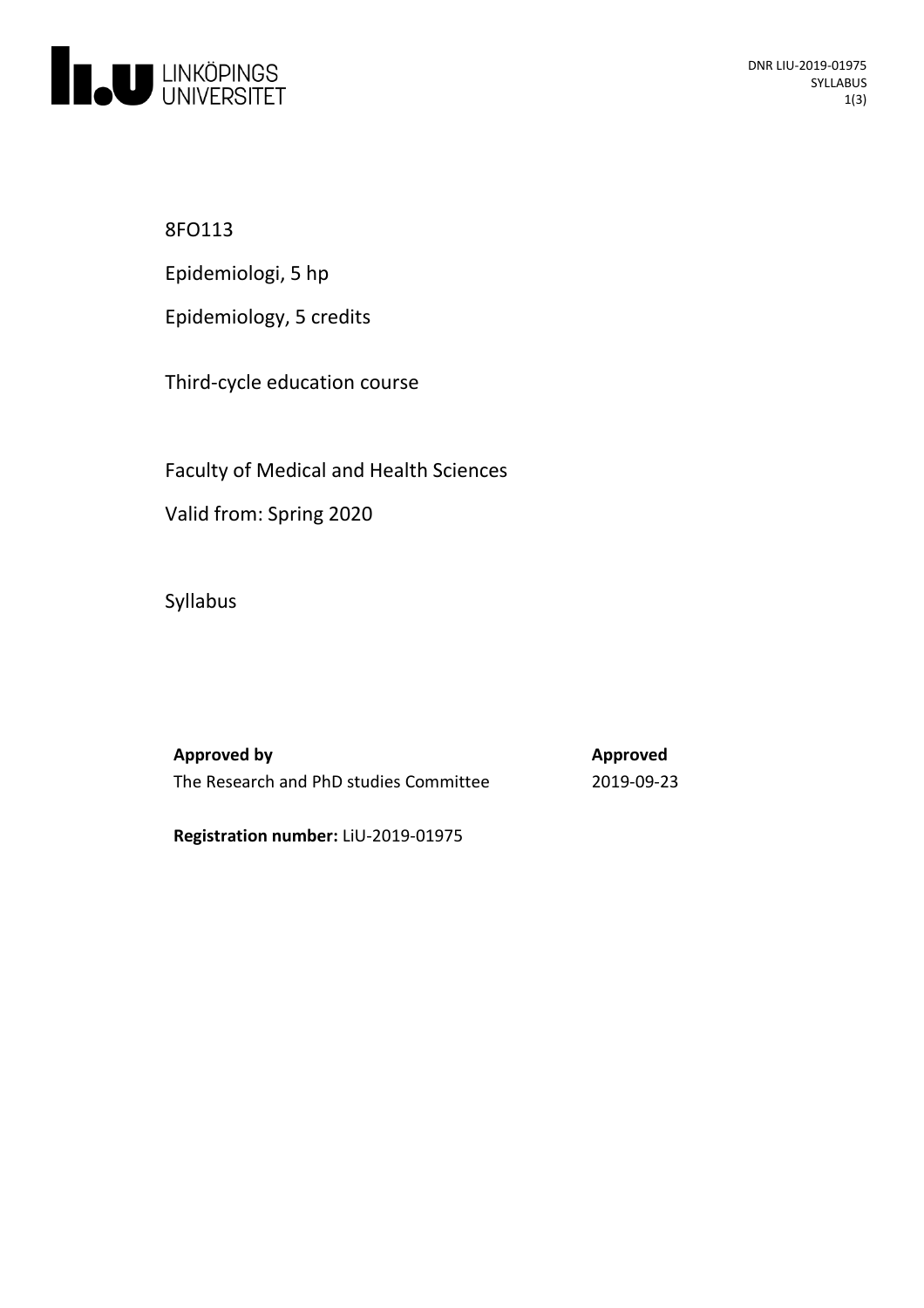8FO113

Epidemiologi, 5 hp

Epidemiology, 5 credits

Third-cycle education course

Faculty of Medical and Health Sciences

Valid from: Spring 2020

Syllabus

| **Approved by** | **Approved** |
| --- | --- |
| The Research and PhD studies Committee | 2019-09-23 |

**Registration number:** LiU-2019-01975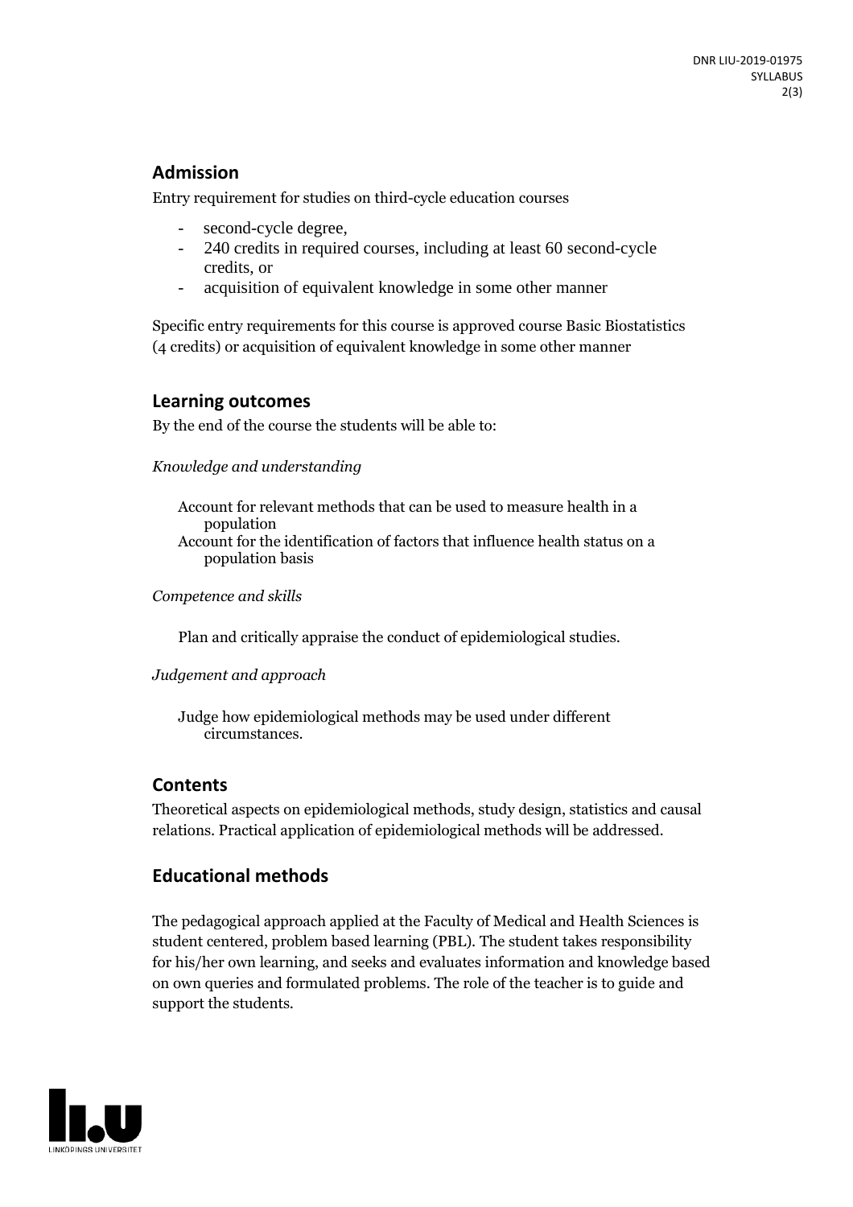## Admission

Entry requirement for studies on third-cycle education courses

- second-cycle degree,
- 240 credits in required courses, including at least 60 second-cycle credits, or
- acquisition of equivalent knowledge in some other manner

Specific entry requirements for this course is approved course Basic Biostatistics (4 credits) or acquisition of equivalent knowledge in some other manner

## Learning outcomes

By the end of the course the students will be able to:

*Knowledge and understanding*

Account for relevant methods that can be used to measure health in a population
Account for the identification of factors that influence health status on a population basis

*Competence and skills*

Plan and critically appraise the conduct of epidemiological studies.

*Judgement and approach*

Judge how epidemiological methods may be used under different circumstances.

## Contents

Theoretical aspects on epidemiological methods, study design, statistics and causal relations. Practical application of epidemiological methods will be addressed.

## Educational methods

The pedagogical approach applied at the Faculty of Medical and Health Sciences is student centered, problem based learning (PBL). The student takes responsibility for his/her own learning, and seeks and evaluates information and knowledge based on own queries and formulated problems. The role of the teacher is to guide and support the students.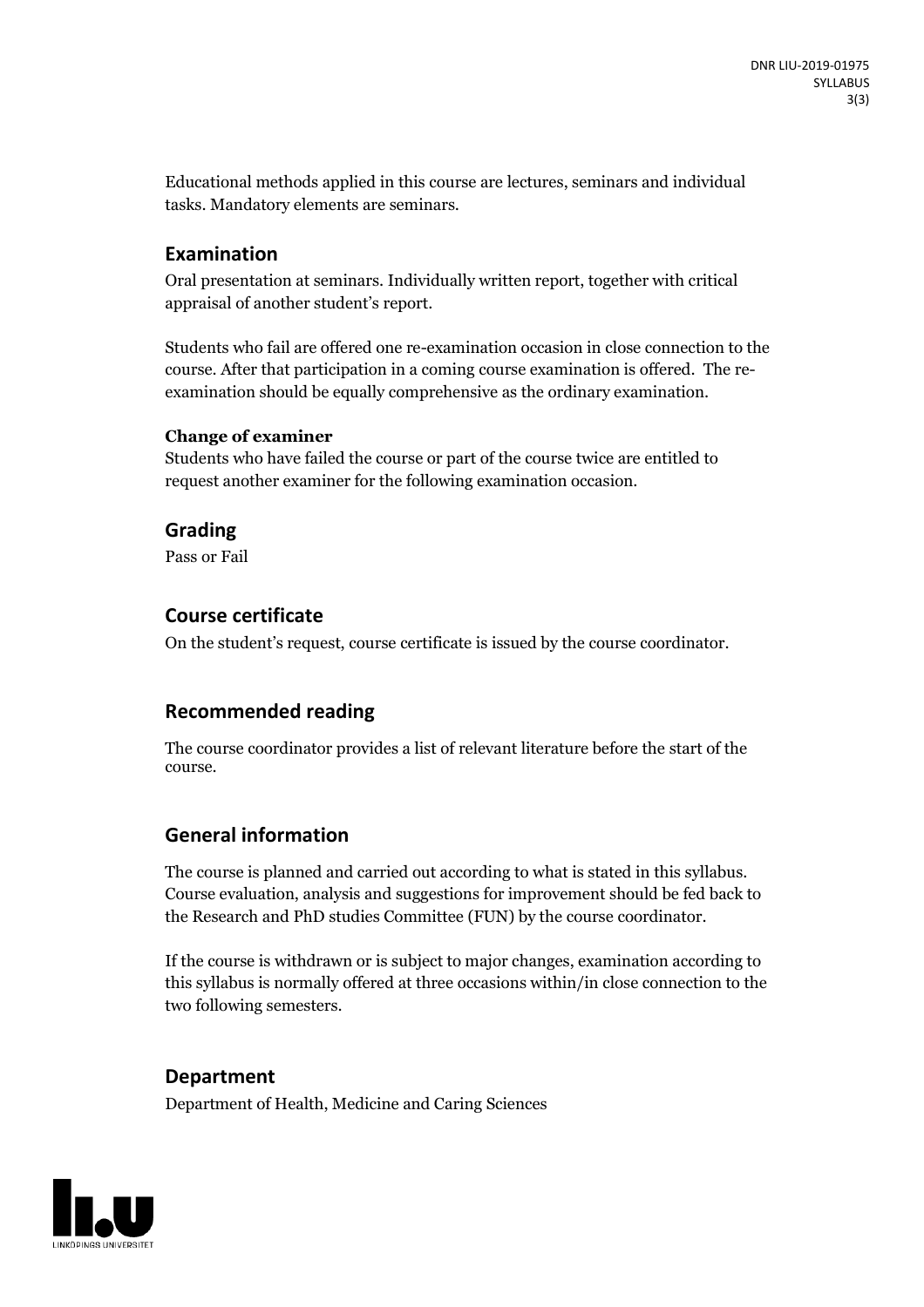Educational methods applied in this course are lectures, seminars and individual tasks. Mandatory elements are seminars.

## Examination

Oral presentation at seminars. Individually written report, together with critical appraisal of another student's report.

Students who fail are offered one re-examination occasion in close connection to the course. After that participation in a coming course examination is offered. The re-examination should be equally comprehensive as the ordinary examination.

#### Change of examiner

Students who have failed the course or part of the course twice are entitled to request another examiner for the following examination occasion.

## Grading

Pass or Fail

## Course certificate

On the student's request, course certificate is issued by the course coordinator.

## Recommended reading

The course coordinator provides a list of relevant literature before the start of the course.

## General information

The course is planned and carried out according to what is stated in this syllabus. Course evaluation, analysis and suggestions for improvement should be fed back to the Research and PhD studies Committee (FUN) by the course coordinator.

If the course is withdrawn or is subject to major changes, examination according to this syllabus is normally offered at three occasions within/in close connection to the two following semesters.

## Department

Department of Health, Medicine and Caring Sciences